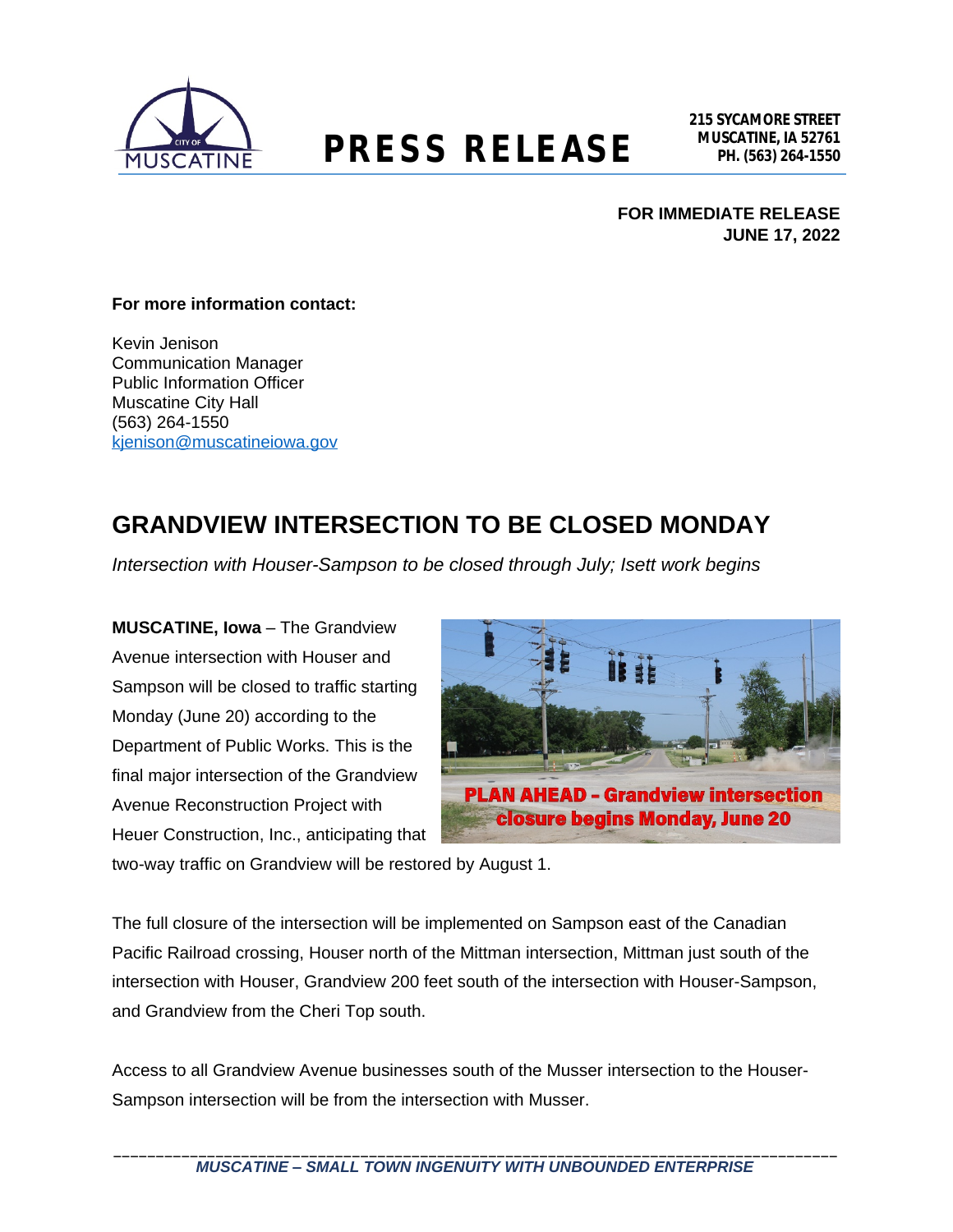**PRESS RELEASE**

**215 SYCAMORE STREET**
**MUSCATINE, IA 52761**
**PH. (563) 264-1550**

**FOR IMMEDIATE RELEASE**
**JUNE 17, 2022**

**For more information contact:**

Kevin Jenison
Communication Manager
Public Information Officer
Muscatine City Hall
(563) 264-1550
kjenison@muscatineiowa.gov

## GRANDVIEW INTERSECTION TO BE CLOSED MONDAY

*Intersection with Houser-Sampson to be closed through July; Isett work begins*

**MUSCATINE, Iowa** – The Grandview Avenue intersection with Houser and Sampson will be closed to traffic starting Monday (June 20) according to the Department of Public Works. This is the final major intersection of the Grandview Avenue Reconstruction Project with Heuer Construction, Inc., anticipating that two-way traffic on Grandview will be restored by August 1.

The full closure of the intersection will be implemented on Sampson east of the Canadian Pacific Railroad crossing, Houser north of the Mittman intersection, Mittman just south of the intersection with Houser, Grandview 200 feet south of the intersection with Houser-Sampson, and Grandview from the Cheri Top south.

Access to all Grandview Avenue businesses south of the Musser intersection to the Houser-Sampson intersection will be from the intersection with Musser.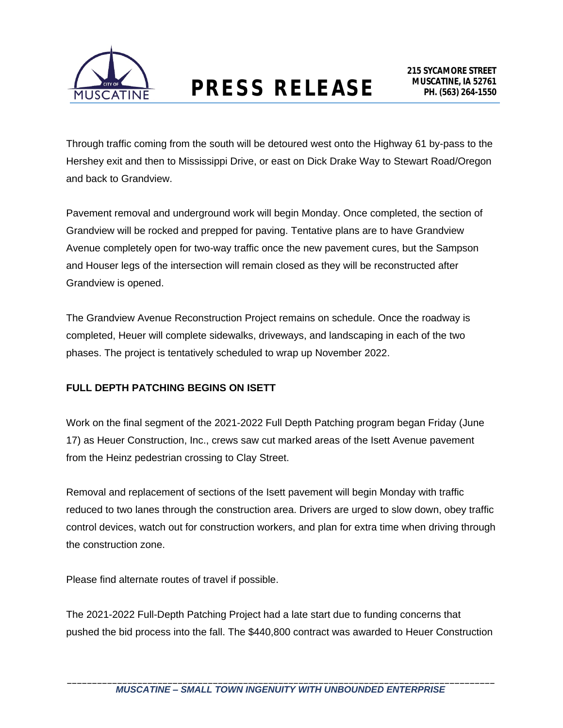Through traffic coming from the south will be detoured west onto the Highway 61 by-pass to the Hershey exit and then to Mississippi Drive, or east on Dick Drake Way to Stewart Road/Oregon and back to Grandview.

Pavement removal and underground work will begin Monday. Once completed, the section of Grandview will be rocked and prepped for paving. Tentative plans are to have Grandview Avenue completely open for two-way traffic once the new pavement cures, but the Sampson and Houser legs of the intersection will remain closed as they will be reconstructed after Grandview is opened.

The Grandview Avenue Reconstruction Project remains on schedule. Once the roadway is completed, Heuer will complete sidewalks, driveways, and landscaping in each of the two phases. The project is tentatively scheduled to wrap up November 2022.

**FULL DEPTH PATCHING BEGINS ON ISETT**

Work on the final segment of the 2021-2022 Full Depth Patching program began Friday (June 17) as Heuer Construction, Inc., crews saw cut marked areas of the Isett Avenue pavement from the Heinz pedestrian crossing to Clay Street.

Removal and replacement of sections of the Isett pavement will begin Monday with traffic reduced to two lanes through the construction area. Drivers are urged to slow down, obey traffic control devices, watch out for construction workers, and plan for extra time when driving through the construction zone.

Please find alternate routes of travel if possible.

The 2021-2022 Full-Depth Patching Project had a late start due to funding concerns that pushed the bid process into the fall. The $440,800 contract was awarded to Heuer Construction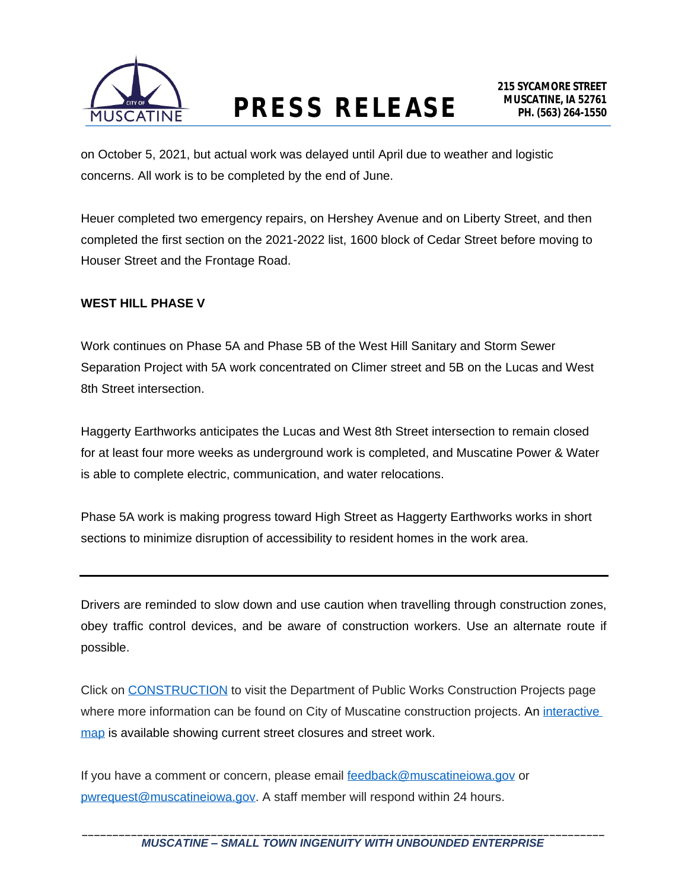on October 5, 2021, but actual work was delayed until April due to weather and logistic concerns. All work is to be completed by the end of June.

Heuer completed two emergency repairs, on Hershey Avenue and on Liberty Street, and then completed the first section on the 2021-2022 list, 1600 block of Cedar Street before moving to Houser Street and the Frontage Road.

**WEST HILL PHASE V**

Work continues on Phase 5A and Phase 5B of the West Hill Sanitary and Storm Sewer Separation Project with 5A work concentrated on Climer street and 5B on the Lucas and West 8th Street intersection.

Haggerty Earthworks anticipates the Lucas and West 8th Street intersection to remain closed for at least four more weeks as underground work is completed, and Muscatine Power & Water is able to complete electric, communication, and water relocations.

Phase 5A work is making progress toward High Street as Haggerty Earthworks works in short sections to minimize disruption of accessibility to resident homes in the work area.

---

Drivers are reminded to slow down and use caution when travelling through construction zones, obey traffic control devices, and be aware of construction workers. Use an alternate route if possible.

Click on CONSTRUCTION to visit the Department of Public Works Construction Projects page where more information can be found on City of Muscatine construction projects. An interactive map is available showing current street closures and street work.

If you have a comment or concern, please email feedback@muscatineiowa.gov or pwrequest@muscatineiowa.gov. A staff member will respond within 24 hours.